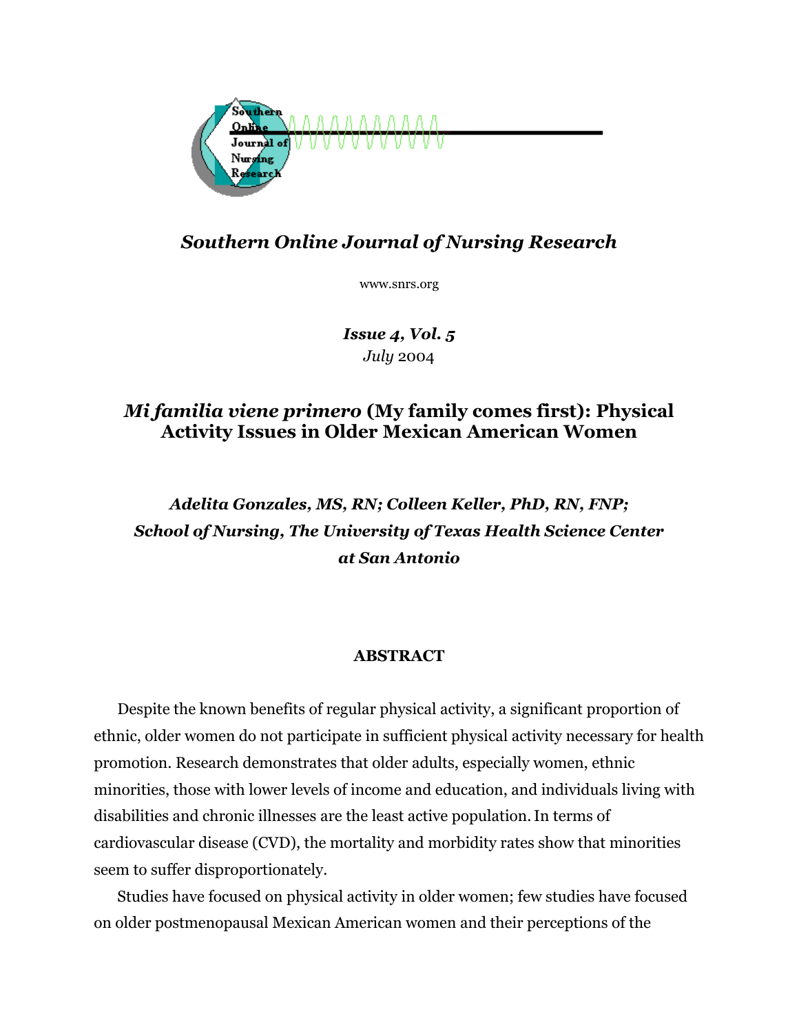## *Southern Online Journal of Nursing Research*

www.snrs.org

***Issue 4, Vol. 5***
*July* 2004

# *Mi familia viene primero* (My family comes first): Physical Activity Issues in Older Mexican American Women

***Adelita Gonzales, MS, RN; Colleen Keller, PhD, RN, FNP;***
***School of Nursing, The University of Texas Health Science Center at San Antonio***

## ABSTRACT

Despite the known benefits of regular physical activity, a significant proportion of ethnic, older women do not participate in sufficient physical activity necessary for health promotion. Research demonstrates that older adults, especially women, ethnic minorities, those with lower levels of income and education, and individuals living with disabilities and chronic illnesses are the least active population. In terms of cardiovascular disease (CVD), the mortality and morbidity rates show that minorities seem to suffer disproportionately.

Studies have focused on physical activity in older women; few studies have focused on older postmenopausal Mexican American women and their perceptions of the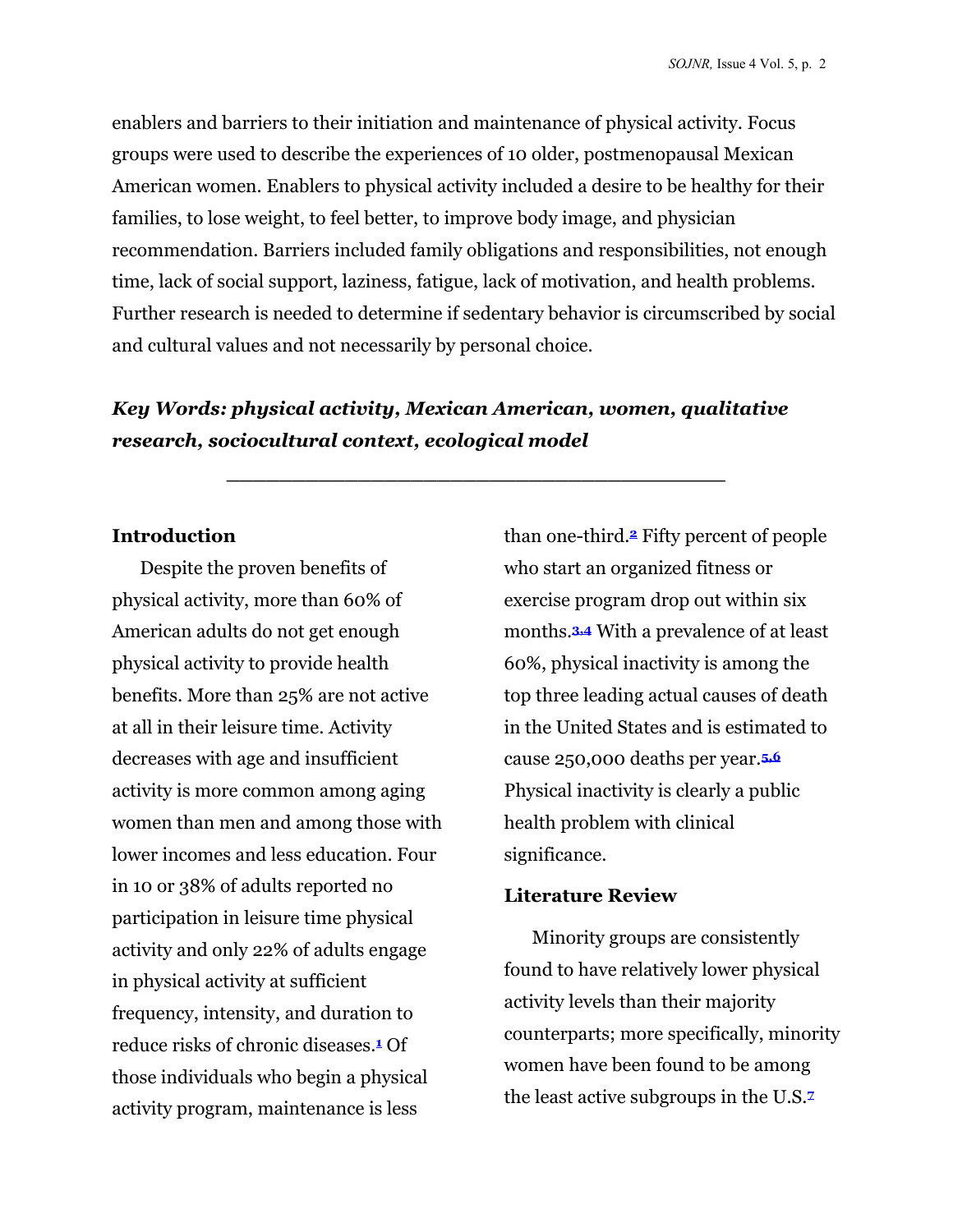enablers and barriers to their initiation and maintenance of physical activity. Focus groups were used to describe the experiences of 10 older, postmenopausal Mexican American women. Enablers to physical activity included a desire to be healthy for their families, to lose weight, to feel better, to improve body image, and physician recommendation. Barriers included family obligations and responsibilities, not enough time, lack of social support, laziness, fatigue, lack of motivation, and health problems. Further research is needed to determine if sedentary behavior is circumscribed by social and cultural values and not necessarily by personal choice.

***Key Words: physical activity, Mexican American, women, qualitative research, sociocultural context, ecological model***

---

**Introduction**

Despite the proven benefits of physical activity, more than 60% of American adults do not get enough physical activity to provide health benefits. More than 25% are not active at all in their leisure time. Activity decreases with age and insufficient activity is more common among aging women than men and among those with lower incomes and less education. Four in 10 or 38% of adults reported no participation in leisure time physical activity and only 22% of adults engage in physical activity at sufficient frequency, intensity, and duration to reduce risks of chronic diseases.[1] Of those individuals who begin a physical activity program, maintenance is less than one-third.[2] Fifty percent of people who start an organized fitness or exercise program drop out within six months.[3,4] With a prevalence of at least 60%, physical inactivity is among the top three leading actual causes of death in the United States and is estimated to cause 250,000 deaths per year.[5,6] Physical inactivity is clearly a public health problem with clinical significance.

**Literature Review**

Minority groups are consistently found to have relatively lower physical activity levels than their majority counterparts; more specifically, minority women have been found to be among the least active subgroups in the U.S.[7]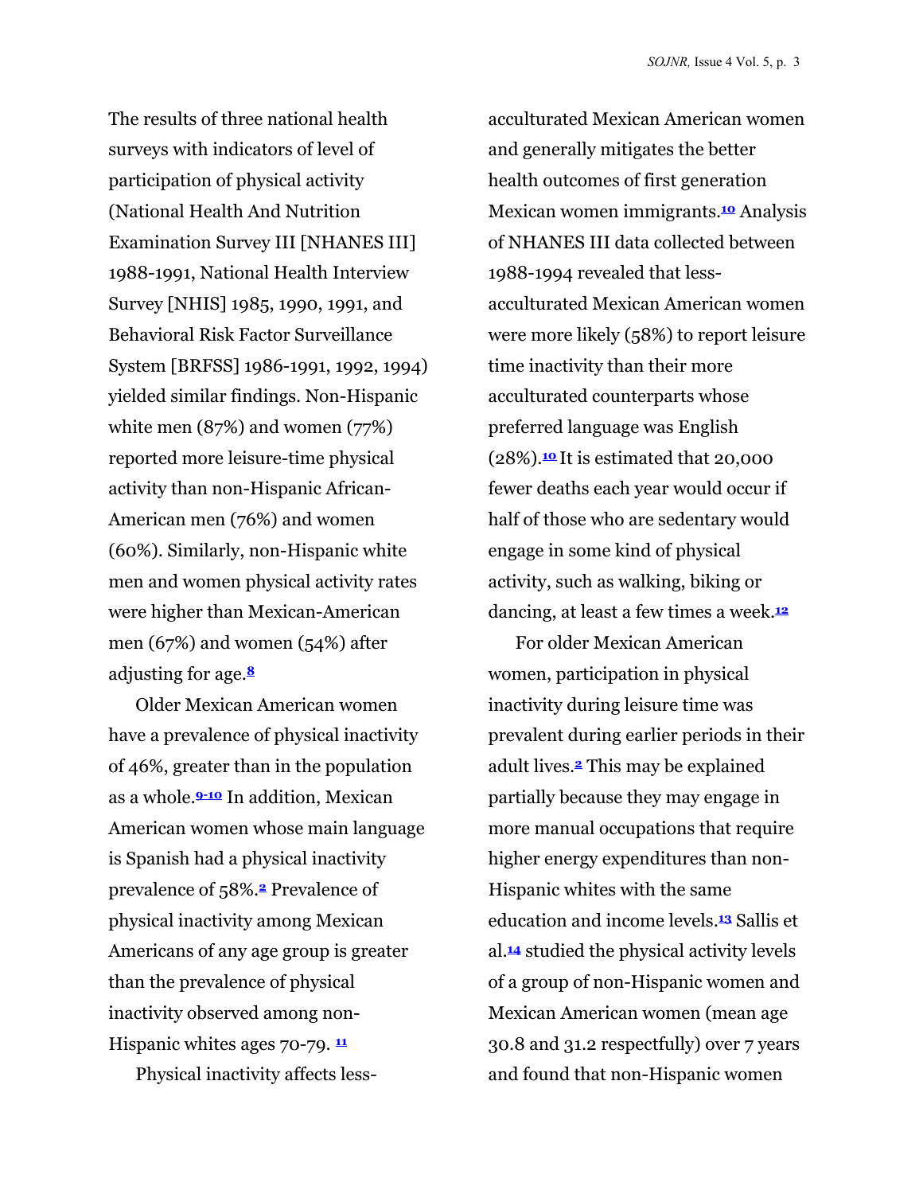The results of three national health surveys with indicators of level of participation of physical activity (National Health And Nutrition Examination Survey III [NHANES III] 1988-1991, National Health Interview Survey [NHIS] 1985, 1990, 1991, and Behavioral Risk Factor Surveillance System [BRFSS] 1986-1991, 1992, 1994) yielded similar findings. Non-Hispanic white men (87%) and women (77%) reported more leisure-time physical activity than non-Hispanic African-American men (76%) and women (60%). Similarly, non-Hispanic white men and women physical activity rates were higher than Mexican-American men (67%) and women (54%) after adjusting for age.[8]

Older Mexican American women have a prevalence of physical inactivity of 46%, greater than in the population as a whole.[9-10] In addition, Mexican American women whose main language is Spanish had a physical inactivity prevalence of 58%.[2] Prevalence of physical inactivity among Mexican Americans of any age group is greater than the prevalence of physical inactivity observed among non-Hispanic whites ages 70-79.[11]

Physical inactivity affects less-acculturated Mexican American women and generally mitigates the better health outcomes of first generation Mexican women immigrants.[10] Analysis of NHANES III data collected between 1988-1994 revealed that less-acculturated Mexican American women were more likely (58%) to report leisure time inactivity than their more acculturated counterparts whose preferred language was English (28%).[10] It is estimated that 20,000 fewer deaths each year would occur if half of those who are sedentary would engage in some kind of physical activity, such as walking, biking or dancing, at least a few times a week.[12]

For older Mexican American women, participation in physical inactivity during leisure time was prevalent during earlier periods in their adult lives.[2] This may be explained partially because they may engage in more manual occupations that require higher energy expenditures than non-Hispanic whites with the same education and income levels.[13] Sallis et al.[14] studied the physical activity levels of a group of non-Hispanic women and Mexican American women (mean age 30.8 and 31.2 respectfully) over 7 years and found that non-Hispanic women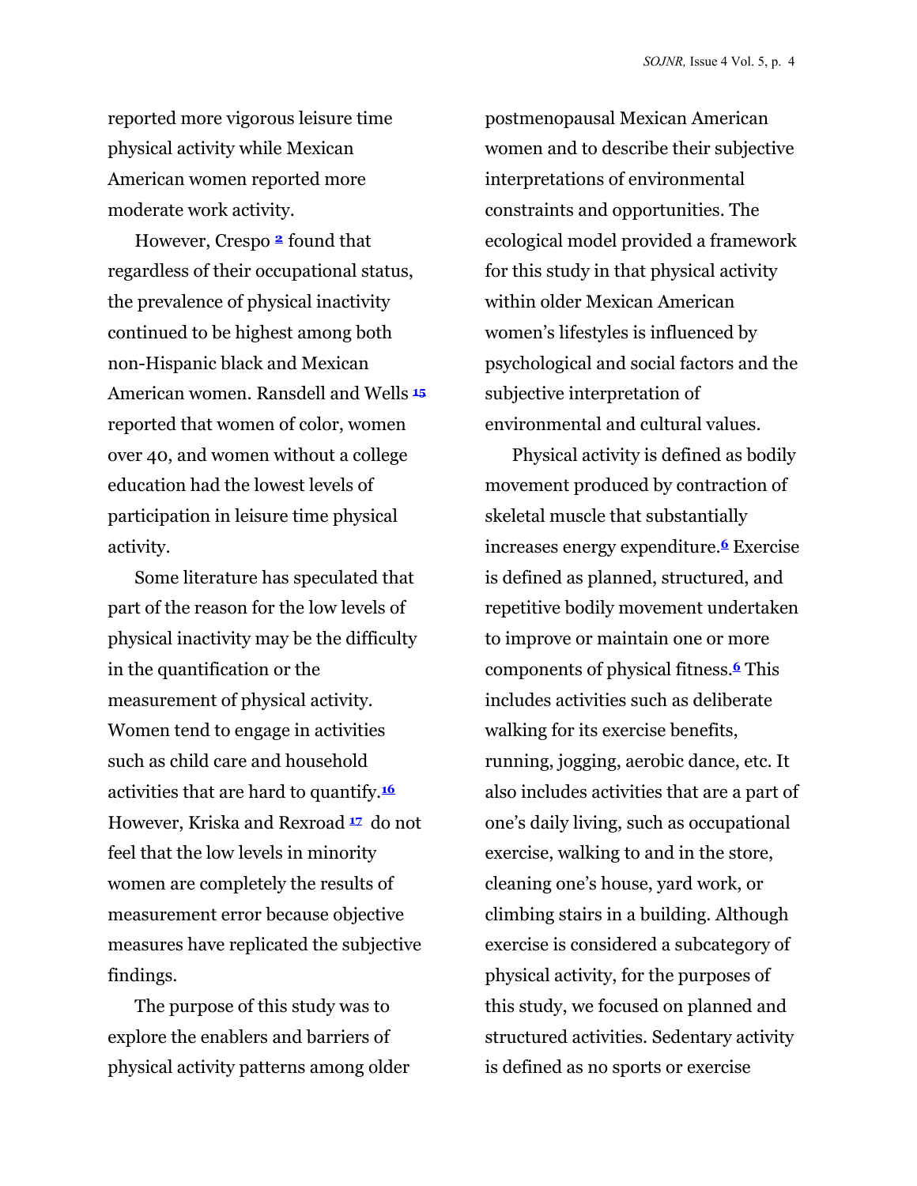reported more vigorous leisure time physical activity while Mexican American women reported more moderate work activity.

However, Crespo [2] found that regardless of their occupational status, the prevalence of physical inactivity continued to be highest among both non-Hispanic black and Mexican American women. Ransdell and Wells [15] reported that women of color, women over 40, and women without a college education had the lowest levels of participation in leisure time physical activity.

Some literature has speculated that part of the reason for the low levels of physical inactivity may be the difficulty in the quantification or the measurement of physical activity. Women tend to engage in activities such as child care and household activities that are hard to quantify.[16] However, Kriska and Rexroad [17] do not feel that the low levels in minority women are completely the results of measurement error because objective measures have replicated the subjective findings.

The purpose of this study was to explore the enablers and barriers of physical activity patterns among older postmenopausal Mexican American women and to describe their subjective interpretations of environmental constraints and opportunities. The ecological model provided a framework for this study in that physical activity within older Mexican American women's lifestyles is influenced by psychological and social factors and the subjective interpretation of environmental and cultural values.

Physical activity is defined as bodily movement produced by contraction of skeletal muscle that substantially increases energy expenditure.[6] Exercise is defined as planned, structured, and repetitive bodily movement undertaken to improve or maintain one or more components of physical fitness.[6] This includes activities such as deliberate walking for its exercise benefits, running, jogging, aerobic dance, etc. It also includes activities that are a part of one's daily living, such as occupational exercise, walking to and in the store, cleaning one's house, yard work, or climbing stairs in a building. Although exercise is considered a subcategory of physical activity, for the purposes of this study, we focused on planned and structured activities. Sedentary activity is defined as no sports or exercise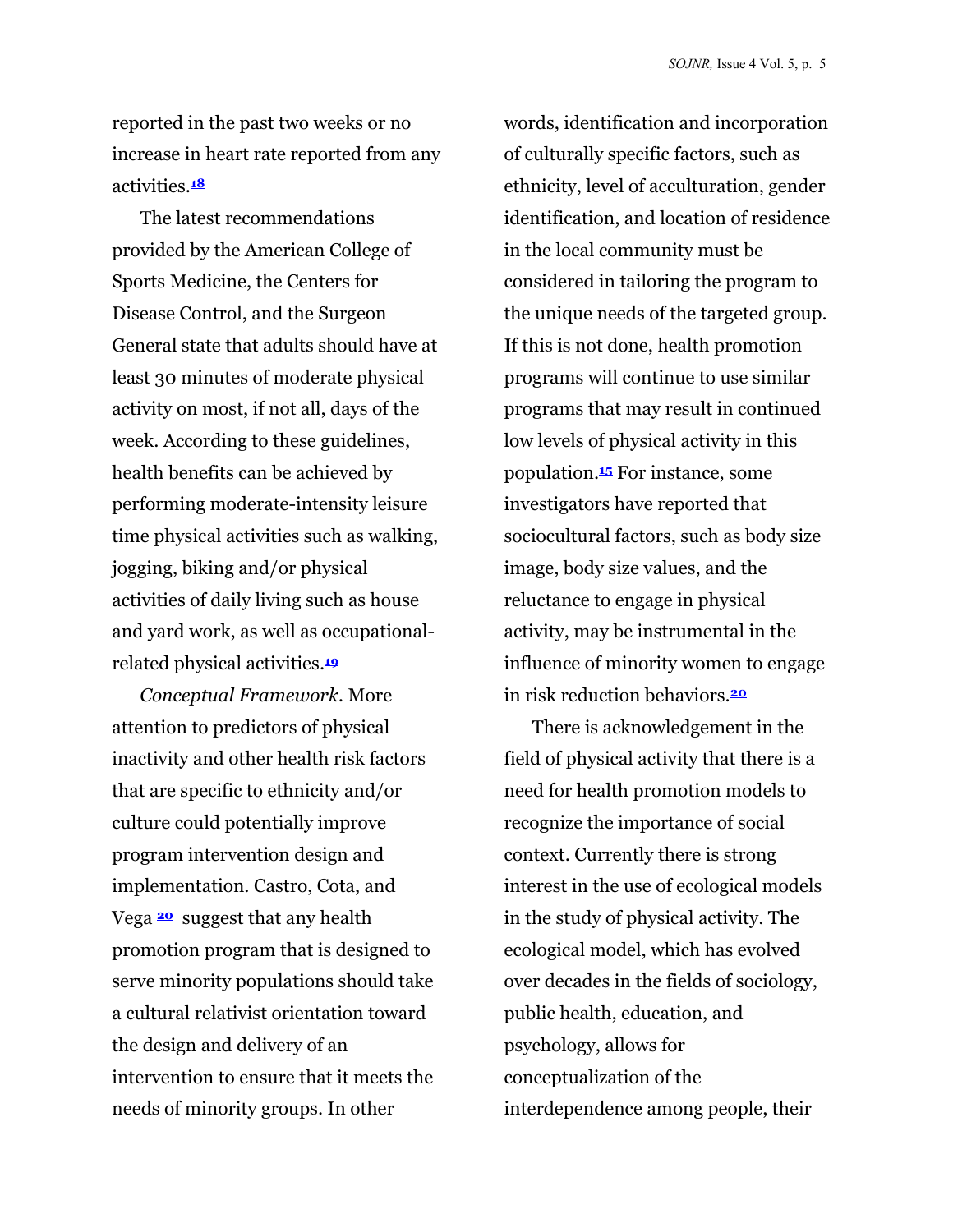reported in the past two weeks or no increase in heart rate reported from any activities.[18]

The latest recommendations provided by the American College of Sports Medicine, the Centers for Disease Control, and the Surgeon General state that adults should have at least 30 minutes of moderate physical activity on most, if not all, days of the week. According to these guidelines, health benefits can be achieved by performing moderate-intensity leisure time physical activities such as walking, jogging, biking and/or physical activities of daily living such as house and yard work, as well as occupational-related physical activities.[19]

*Conceptual Framework.* More attention to predictors of physical inactivity and other health risk factors that are specific to ethnicity and/or culture could potentially improve program intervention design and implementation. Castro, Cota, and Vega [20] suggest that any health promotion program that is designed to serve minority populations should take a cultural relativist orientation toward the design and delivery of an intervention to ensure that it meets the needs of minority groups. In other words, identification and incorporation of culturally specific factors, such as ethnicity, level of acculturation, gender identification, and location of residence in the local community must be considered in tailoring the program to the unique needs of the targeted group. If this is not done, health promotion programs will continue to use similar programs that may result in continued low levels of physical activity in this population.[15] For instance, some investigators have reported that sociocultural factors, such as body size image, body size values, and the reluctance to engage in physical activity, may be instrumental in the influence of minority women to engage in risk reduction behaviors.[20]

There is acknowledgement in the field of physical activity that there is a need for health promotion models to recognize the importance of social context. Currently there is strong interest in the use of ecological models in the study of physical activity. The ecological model, which has evolved over decades in the fields of sociology, public health, education, and psychology, allows for conceptualization of the interdependence among people, their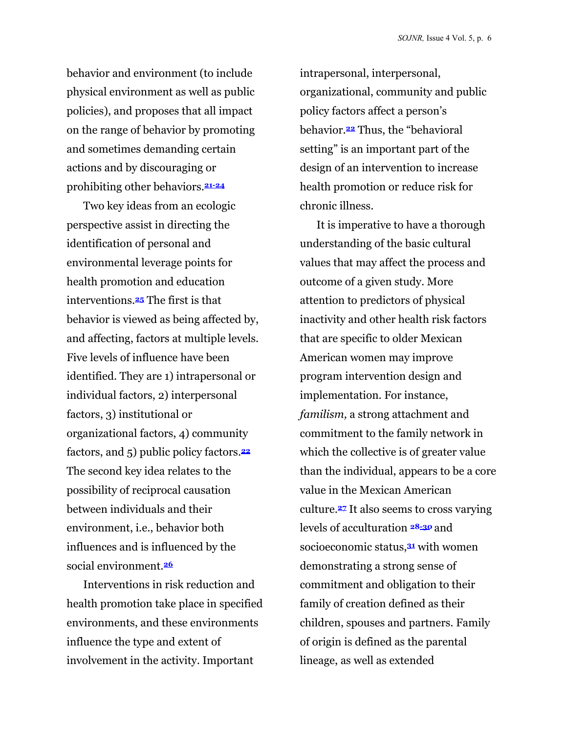behavior and environment (to include physical environment as well as public policies), and proposes that all impact on the range of behavior by promoting and sometimes demanding certain actions and by discouraging or prohibiting other behaviors.[21-24]

Two key ideas from an ecologic perspective assist in directing the identification of personal and environmental leverage points for health promotion and education interventions.[25] The first is that behavior is viewed as being affected by, and affecting, factors at multiple levels. Five levels of influence have been identified. They are 1) intrapersonal or individual factors, 2) interpersonal factors, 3) institutional or organizational factors, 4) community factors, and 5) public policy factors.[22] The second key idea relates to the possibility of reciprocal causation between individuals and their environment, i.e., behavior both influences and is influenced by the social environment.[26]

Interventions in risk reduction and health promotion take place in specified environments, and these environments influence the type and extent of involvement in the activity. Important intrapersonal, interpersonal, organizational, community and public policy factors affect a person's behavior.[22] Thus, the "behavioral setting" is an important part of the design of an intervention to increase health promotion or reduce risk for chronic illness.

It is imperative to have a thorough understanding of the basic cultural values that may affect the process and outcome of a given study. More attention to predictors of physical inactivity and other health risk factors that are specific to older Mexican American women may improve program intervention design and implementation. For instance, *familism,* a strong attachment and commitment to the family network in which the collective is of greater value than the individual, appears to be a core value in the Mexican American culture.[27] It also seems to cross varying levels of acculturation [28-30] and socioeconomic status,[31] with women demonstrating a strong sense of commitment and obligation to their family of creation defined as their children, spouses and partners. Family of origin is defined as the parental lineage, as well as extended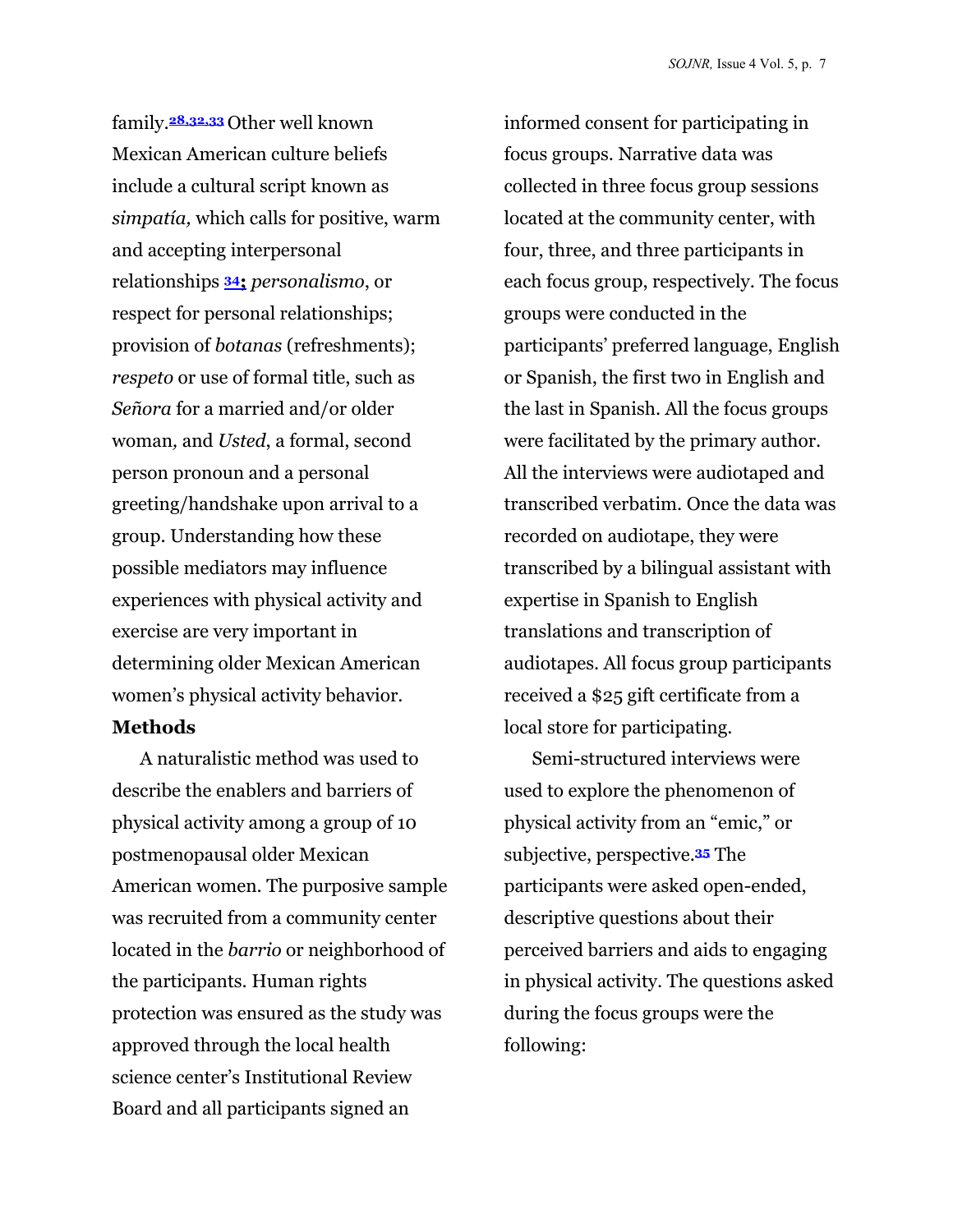family.[28,32,33] Other well known Mexican American culture beliefs include a cultural script known as *simpatía,* which calls for positive, warm and accepting interpersonal relationships [34]; *personalismo*, or respect for personal relationships; provision of *botanas* (refreshments); *respeto* or use of formal title, such as *Señora* for a married and/or older woman*,* and *Usted*, a formal, second person pronoun and a personal greeting/handshake upon arrival to a group. Understanding how these possible mediators may influence experiences with physical activity and exercise are very important in determining older Mexican American women's physical activity behavior.

**Methods**

A naturalistic method was used to describe the enablers and barriers of physical activity among a group of 10 postmenopausal older Mexican American women. The purposive sample was recruited from a community center located in the *barrio* or neighborhood of the participants. Human rights protection was ensured as the study was approved through the local health science center's Institutional Review Board and all participants signed an informed consent for participating in focus groups. Narrative data was collected in three focus group sessions located at the community center, with four, three, and three participants in each focus group, respectively. The focus groups were conducted in the participants' preferred language, English or Spanish, the first two in English and the last in Spanish. All the focus groups were facilitated by the primary author. All the interviews were audiotaped and transcribed verbatim. Once the data was recorded on audiotape, they were transcribed by a bilingual assistant with expertise in Spanish to English translations and transcription of audiotapes. All focus group participants received a $25 gift certificate from a local store for participating.

Semi-structured interviews were used to explore the phenomenon of physical activity from an "emic," or subjective, perspective.[35] The participants were asked open-ended, descriptive questions about their perceived barriers and aids to engaging in physical activity. The questions asked during the focus groups were the following: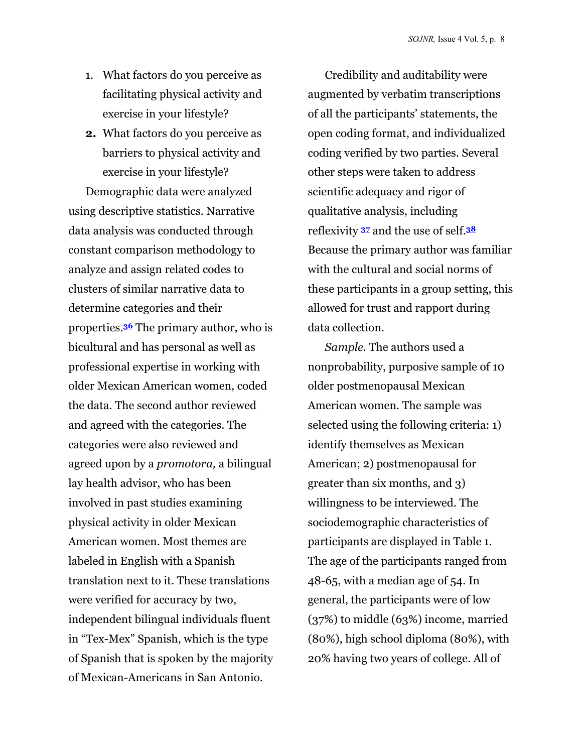1. What factors do you perceive as facilitating physical activity and exercise in your lifestyle?
2. What factors do you perceive as barriers to physical activity and exercise in your lifestyle?

Demographic data were analyzed using descriptive statistics. Narrative data analysis was conducted through constant comparison methodology to analyze and assign related codes to clusters of similar narrative data to determine categories and their properties.[36] The primary author, who is bicultural and has personal as well as professional expertise in working with older Mexican American women, coded the data. The second author reviewed and agreed with the categories. The categories were also reviewed and agreed upon by a *promotora,* a bilingual lay health advisor, who has been involved in past studies examining physical activity in older Mexican American women. Most themes are labeled in English with a Spanish translation next to it. These translations were verified for accuracy by two, independent bilingual individuals fluent in "Tex-Mex" Spanish, which is the type of Spanish that is spoken by the majority of Mexican-Americans in San Antonio.

Credibility and auditability were augmented by verbatim transcriptions of all the participants' statements, the open coding format, and individualized coding verified by two parties. Several other steps were taken to address scientific adequacy and rigor of qualitative analysis, including reflexivity [37] and the use of self.[38] Because the primary author was familiar with the cultural and social norms of these participants in a group setting, this allowed for trust and rapport during data collection.

*Sample.* The authors used a nonprobability, purposive sample of 10 older postmenopausal Mexican American women. The sample was selected using the following criteria: 1) identify themselves as Mexican American; 2) postmenopausal for greater than six months, and 3) willingness to be interviewed. The sociodemographic characteristics of participants are displayed in Table 1. The age of the participants ranged from 48-65, with a median age of 54. In general, the participants were of low (37%) to middle (63%) income, married (80%), high school diploma (80%), with 20% having two years of college. All of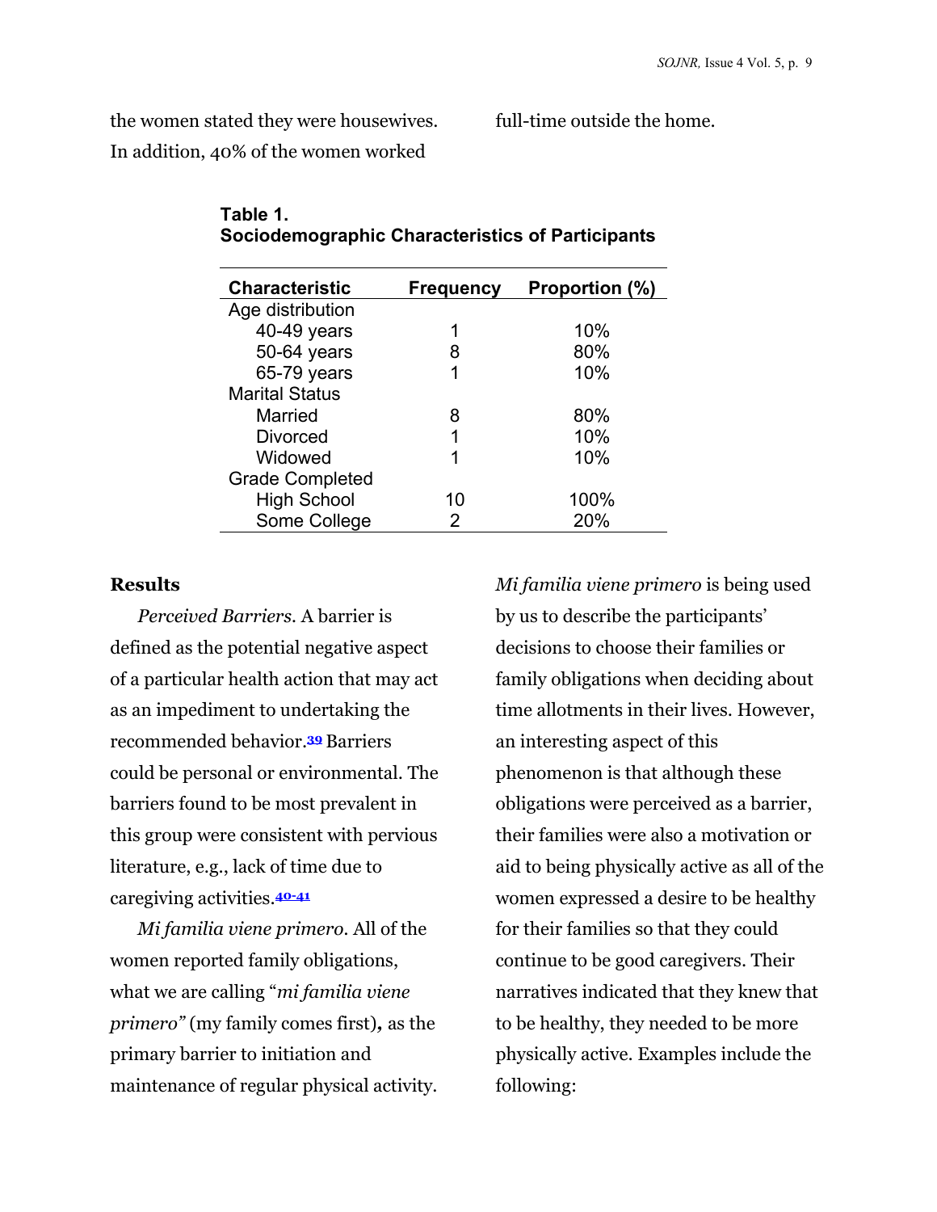the women stated they were housewives. In addition, 40% of the women worked full-time outside the home.

**Table 1.**
**Sociodemographic Characteristics of Participants**

| Characteristic | Frequency | Proportion (%) |
|---|---|---|
| Age distribution | | |
| 40-49 years | 1 | 10% |
| 50-64 years | 8 | 80% |
| 65-79 years | 1 | 10% |
| Marital Status | | |
| Married | 8 | 80% |
| Divorced | 1 | 10% |
| Widowed | 1 | 10% |
| Grade Completed | | |
| High School | 10 | 100% |
| Some College | 2 | 20% |

### Results

*Perceived Barriers.* A barrier is defined as the potential negative aspect of a particular health action that may act as an impediment to undertaking the recommended behavior.[39] Barriers could be personal or environmental. The barriers found to be most prevalent in this group were consistent with pervious literature, e.g., lack of time due to caregiving activities.[40-41]

*Mi familia viene primero.* All of the women reported family obligations, what we are calling "*mi familia viene primero"* (my family comes first)**,** as the primary barrier to initiation and maintenance of regular physical activity. *Mi familia viene primero* is being used by us to describe the participants' decisions to choose their families or family obligations when deciding about time allotments in their lives. However, an interesting aspect of this phenomenon is that although these obligations were perceived as a barrier, their families were also a motivation or aid to being physically active as all of the women expressed a desire to be healthy for their families so that they could continue to be good caregivers. Their narratives indicated that they knew that to be healthy, they needed to be more physically active. Examples include the following: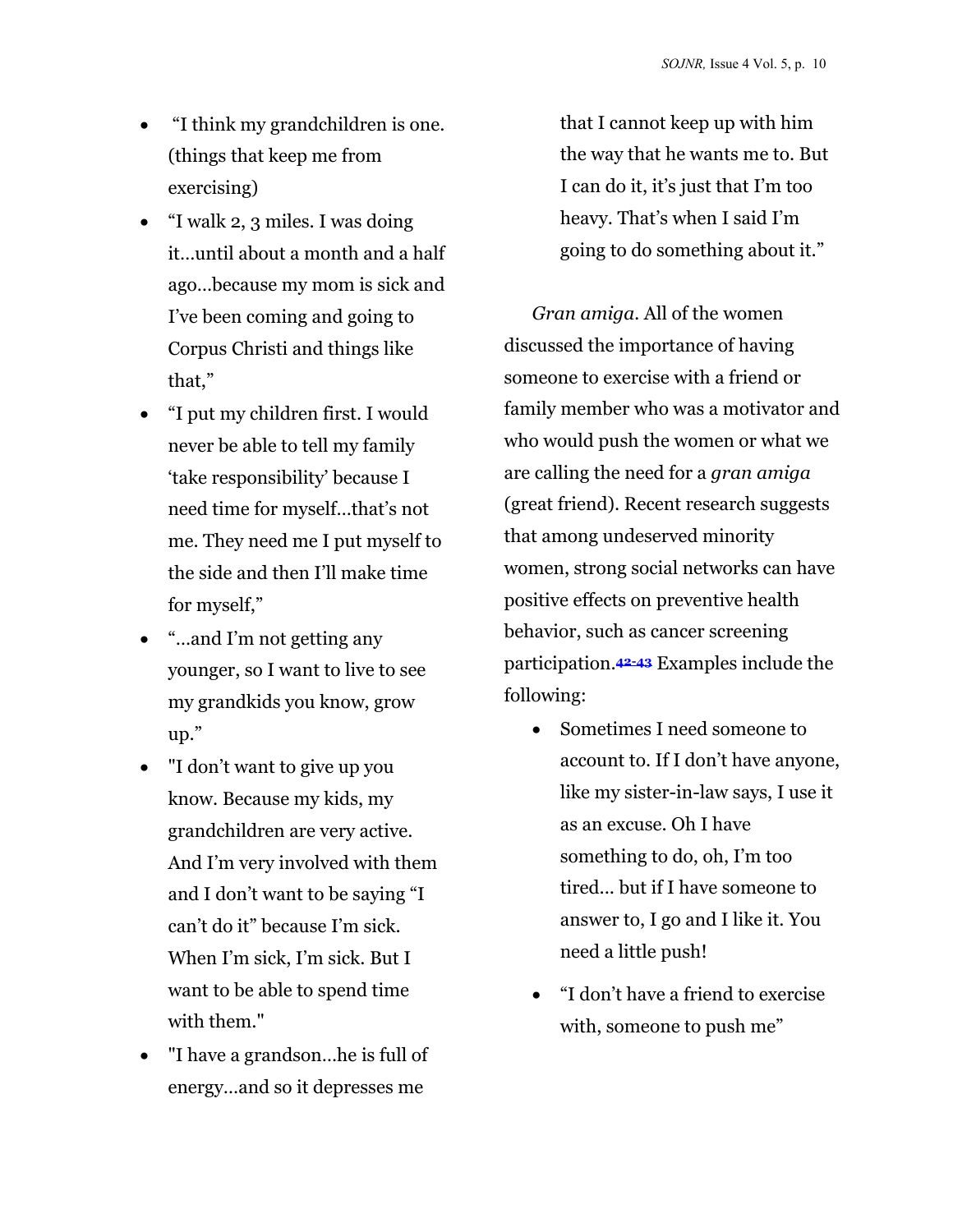- "I think my grandchildren is one. (things that keep me from exercising)
- "I walk 2, 3 miles. I was doing it…until about a month and a half ago…because my mom is sick and I've been coming and going to Corpus Christi and things like that,"
- "I put my children first. I would never be able to tell my family 'take responsibility' because I need time for myself…that's not me. They need me I put myself to the side and then I'll make time for myself,"
- "…and I'm not getting any younger, so I want to live to see my grandkids you know, grow up."
- "I don't want to give up you know. Because my kids, my grandchildren are very active. And I'm very involved with them and I don't want to be saying "I can't do it" because I'm sick. When I'm sick, I'm sick. But I want to be able to spend time with them."
- "I have a grandson…he is full of energy…and so it depresses me that I cannot keep up with him the way that he wants me to. But I can do it, it's just that I'm too heavy. That's when I said I'm going to do something about it."

*Gran amiga*. All of the women discussed the importance of having someone to exercise with a friend or family member who was a motivator and who would push the women or what we are calling the need for a *gran amiga* (great friend). Recent research suggests that among undeserved minority women, strong social networks can have positive effects on preventive health behavior, such as cancer screening participation.[42-43] Examples include the following:

- Sometimes I need someone to account to. If I don't have anyone, like my sister-in-law says, I use it as an excuse. Oh I have something to do, oh, I'm too tired… but if I have someone to answer to, I go and I like it. You need a little push!
- "I don't have a friend to exercise with, someone to push me"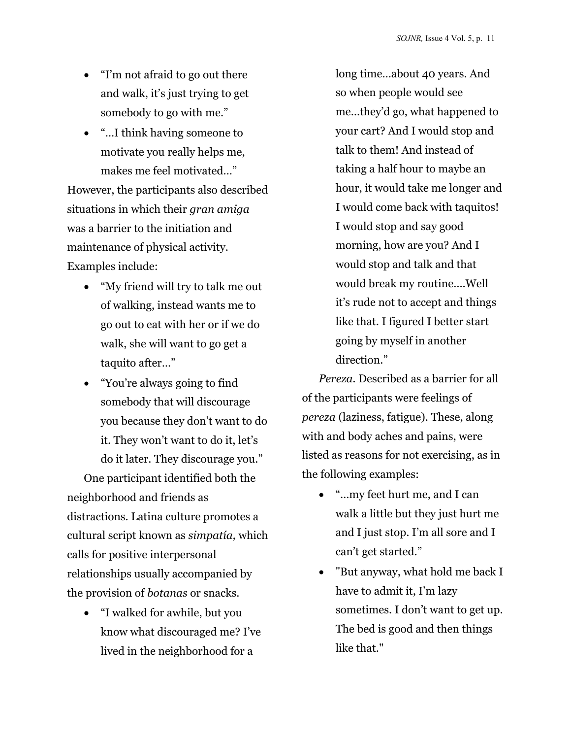- "I'm not afraid to go out there and walk, it's just trying to get somebody to go with me."
- "…I think having someone to motivate you really helps me, makes me feel motivated…"

However, the participants also described situations in which their *gran amiga* was a barrier to the initiation and maintenance of physical activity. Examples include:

- "My friend will try to talk me out of walking, instead wants me to go out to eat with her or if we do walk, she will want to go get a taquito after…"
- "You're always going to find somebody that will discourage you because they don't want to do it. They won't want to do it, let's do it later. They discourage you."

One participant identified both the neighborhood and friends as distractions. Latina culture promotes a cultural script known as *simpatía,* which calls for positive interpersonal relationships usually accompanied by the provision of *botanas* or snacks.

- "I walked for awhile, but you know what discouraged me? I've lived in the neighborhood for a long time…about 40 years. And so when people would see me…they'd go, what happened to your cart? And I would stop and talk to them! And instead of taking a half hour to maybe an hour, it would take me longer and I would come back with taquitos! I would stop and say good morning, how are you? And I would stop and talk and that would break my routine….Well it's rude not to accept and things like that. I figured I better start going by myself in another direction."

*Pereza.* Described as a barrier for all of the participants were feelings of *pereza* (laziness, fatigue). These, along with and body aches and pains, were listed as reasons for not exercising, as in the following examples:

- "…my feet hurt me, and I can walk a little but they just hurt me and I just stop. I'm all sore and I can't get started."
- "But anyway, what hold me back I have to admit it, I'm lazy sometimes. I don't want to get up. The bed is good and then things like that."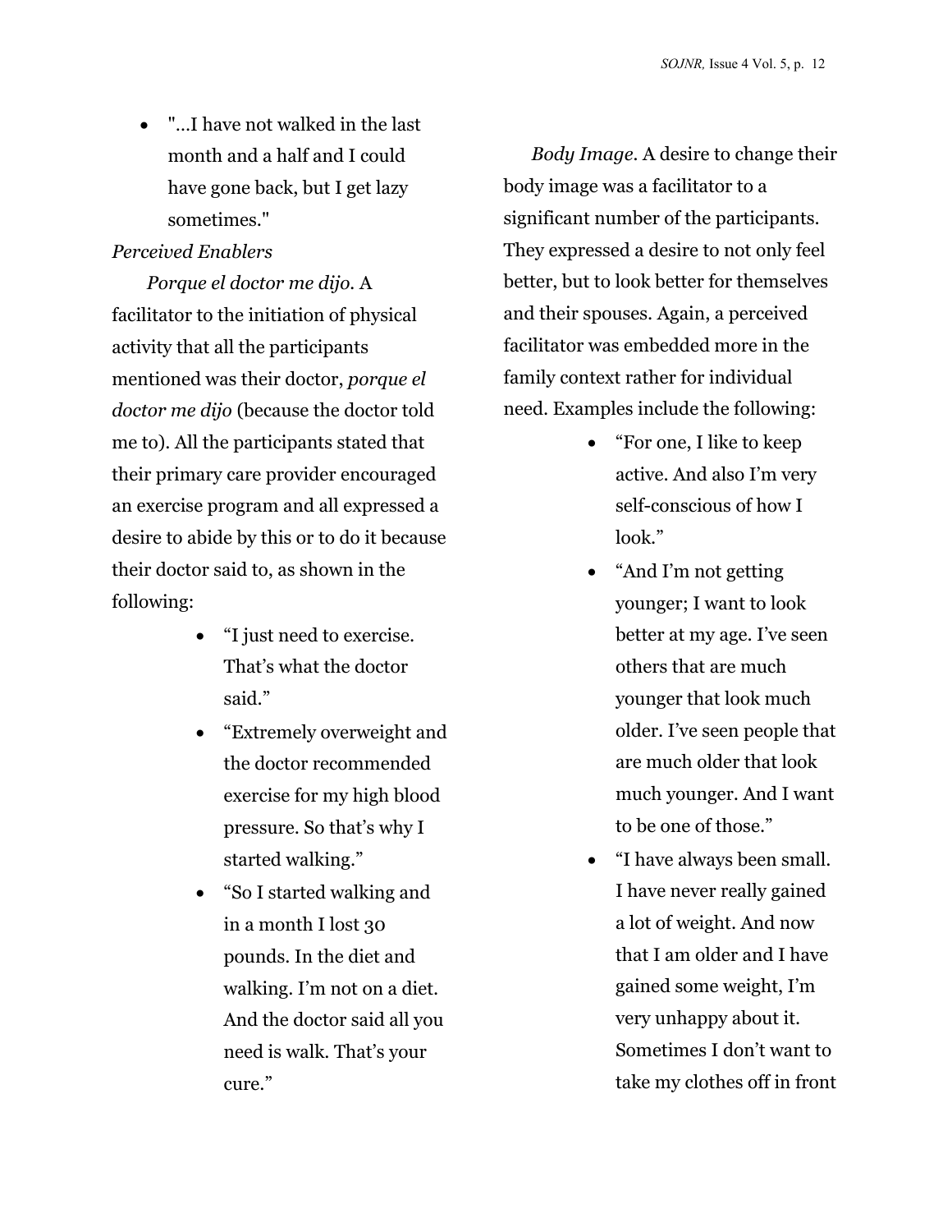- "...I have not walked in the last month and a half and I could have gone back, but I get lazy sometimes."

*Perceived Enablers*

*Porque el doctor me dijo.* A facilitator to the initiation of physical activity that all the participants mentioned was their doctor, *porque el doctor me dijo* (because the doctor told me to). All the participants stated that their primary care provider encouraged an exercise program and all expressed a desire to abide by this or to do it because their doctor said to, as shown in the following:

- "I just need to exercise. That's what the doctor said."
- "Extremely overweight and the doctor recommended exercise for my high blood pressure. So that's why I started walking."
- "So I started walking and in a month I lost 30 pounds. In the diet and walking. I'm not on a diet. And the doctor said all you need is walk. That's your cure."

*Body Image.* A desire to change their body image was a facilitator to a significant number of the participants. They expressed a desire to not only feel better, but to look better for themselves and their spouses. Again, a perceived facilitator was embedded more in the family context rather for individual need. Examples include the following:

- "For one, I like to keep active. And also I'm very self-conscious of how I look."
- "And I'm not getting younger; I want to look better at my age. I've seen others that are much younger that look much older. I've seen people that are much older that look much younger. And I want to be one of those."
- "I have always been small. I have never really gained a lot of weight. And now that I am older and I have gained some weight, I'm very unhappy about it. Sometimes I don't want to take my clothes off in front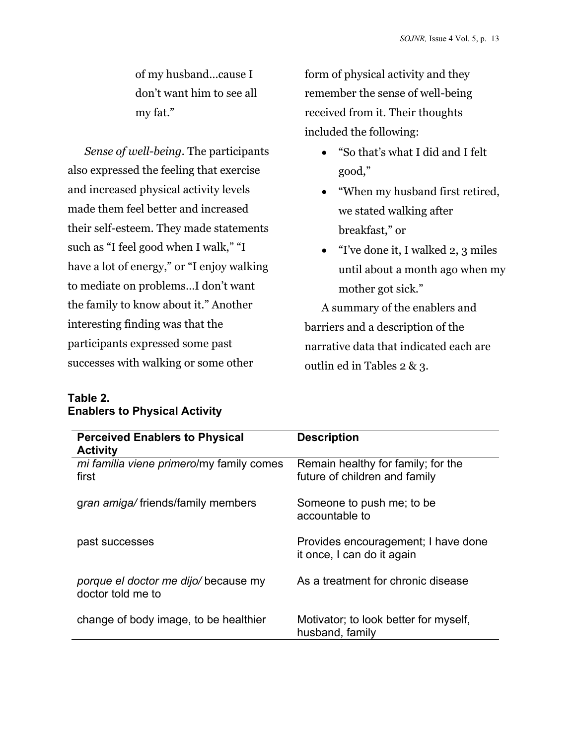of my husband…cause I don't want him to see all my fat."

*Sense of well-being*. The participants also expressed the feeling that exercise and increased physical activity levels made them feel better and increased their self-esteem. They made statements such as "I feel good when I walk," "I have a lot of energy," or "I enjoy walking to mediate on problems…I don't want the family to know about it." Another interesting finding was that the participants expressed some past successes with walking or some other form of physical activity and they remember the sense of well-being received from it. Their thoughts included the following:

- "So that's what I did and I felt good,"
- "When my husband first retired, we stated walking after breakfast," or
- "I've done it, I walked 2, 3 miles until about a month ago when my mother got sick."

A summary of the enablers and barriers and a description of the narrative data that indicated each are outlin ed in Tables 2 & 3.

**Table 2.**
**Enablers to Physical Activity**

| Perceived Enablers to Physical Activity | Description |
|---|---|
| *mi familia viene primero*/my family comes first | Remain healthy for family; for the future of children and family |
| g*ran amiga/* friends/family members | Someone to push me; to be accountable to |
| past successes | Provides encouragement; I have done it once, I can do it again |
| *porque el doctor me dijo/* because my doctor told me to | As a treatment for chronic disease |
| change of body image, to be healthier | Motivator; to look better for myself, husband, family |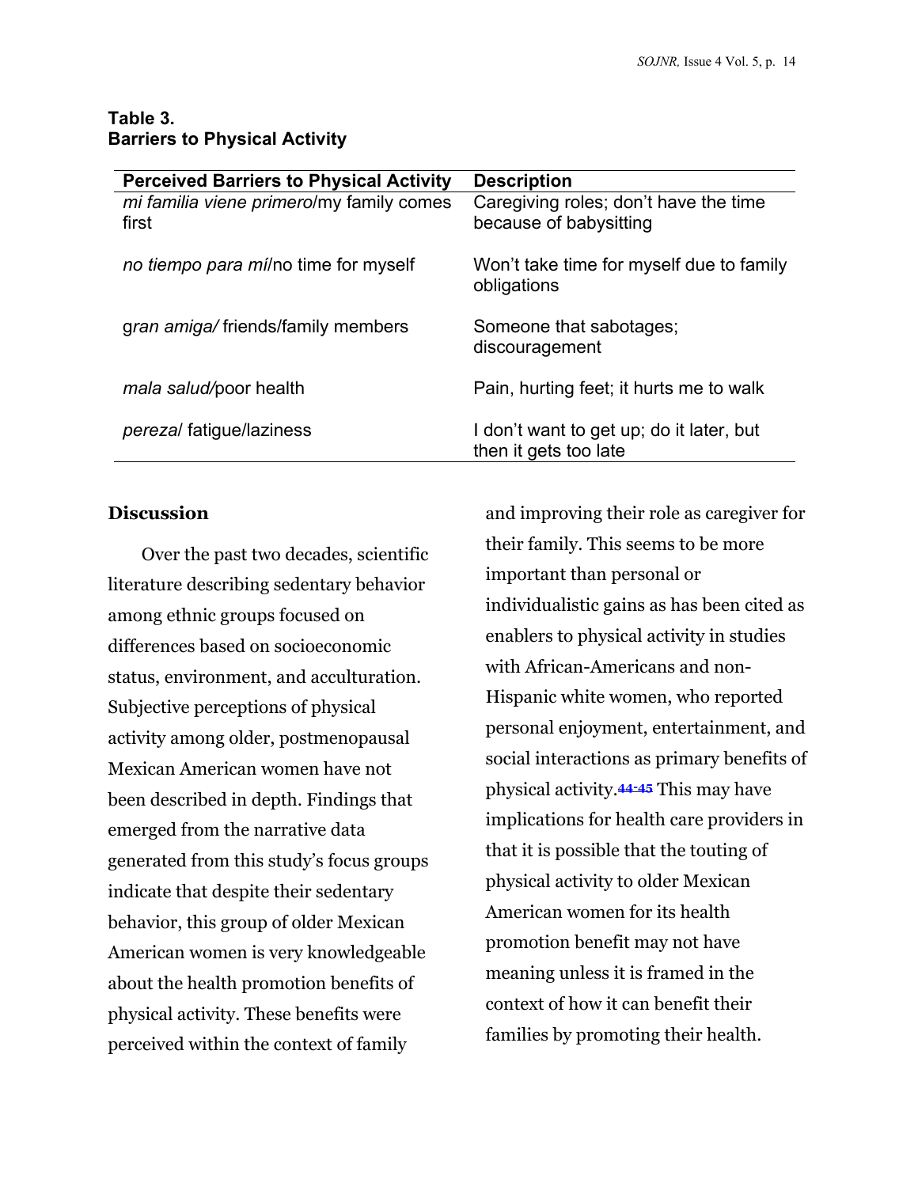**Table 3.**
**Barriers to Physical Activity**

| Perceived Barriers to Physical Activity | Description |
| --- | --- |
| *mi familia viene primero*/my family comes first | Caregiving roles; don't have the time because of babysitting |
| *no tiempo para mí*/no time for myself | Won't take time for myself due to family obligations |
| g*ran amiga/* friends/family members | Someone that sabotages; discouragement |
| *mala salud/*poor health | Pain, hurting feet; it hurts me to walk |
| *pereza*/ fatigue/laziness | I don't want to get up; do it later, but then it gets too late |

### Discussion

Over the past two decades, scientific literature describing sedentary behavior among ethnic groups focused on differences based on socioeconomic status, environment, and acculturation. Subjective perceptions of physical activity among older, postmenopausal Mexican American women have not been described in depth. Findings that emerged from the narrative data generated from this study's focus groups indicate that despite their sedentary behavior, this group of older Mexican American women is very knowledgeable about the health promotion benefits of physical activity. These benefits were perceived within the context of family and improving their role as caregiver for their family. This seems to be more important than personal or individualistic gains as has been cited as enablers to physical activity in studies with African-Americans and non-Hispanic white women, who reported personal enjoyment, entertainment, and social interactions as primary benefits of physical activity.[44-45] This may have implications for health care providers in that it is possible that the touting of physical activity to older Mexican American women for its health promotion benefit may not have meaning unless it is framed in the context of how it can benefit their families by promoting their health.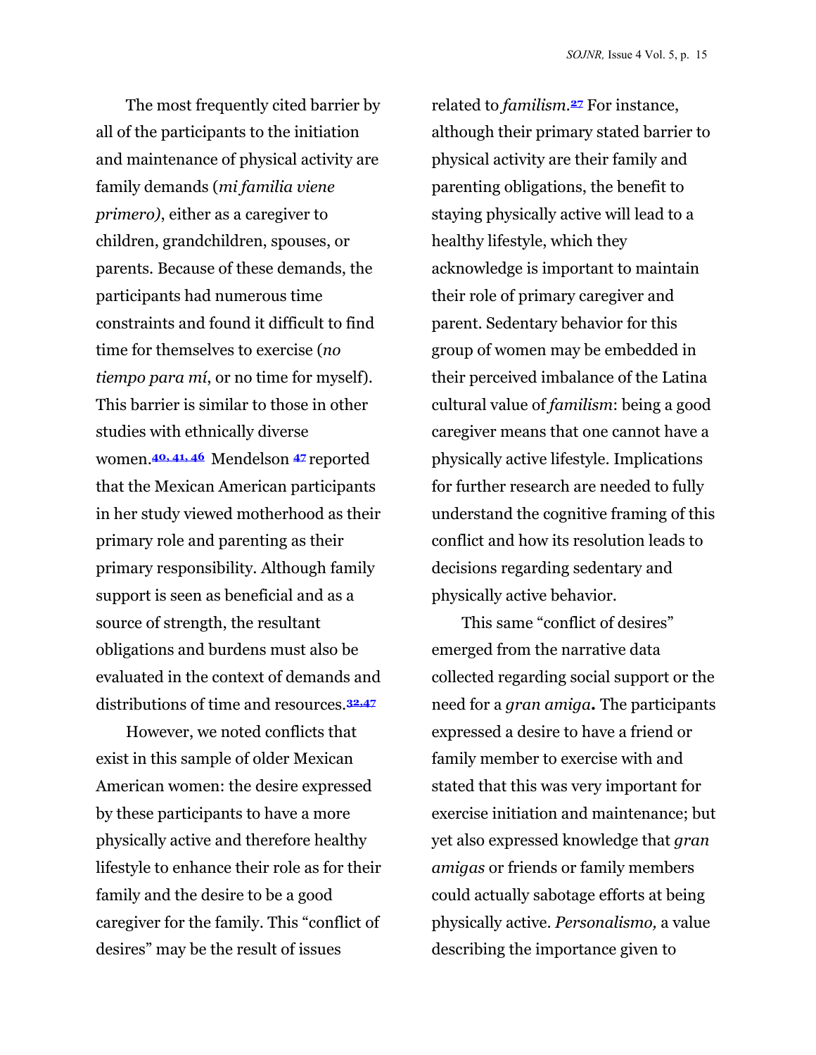The most frequently cited barrier by all of the participants to the initiation and maintenance of physical activity are family demands (*mi familia viene primero)*, either as a caregiver to children, grandchildren, spouses, or parents. Because of these demands, the participants had numerous time constraints and found it difficult to find time for themselves to exercise (*no tiempo para mí*, or no time for myself). This barrier is similar to those in other studies with ethnically diverse women.[40, 41, 46] Mendelson [47] reported that the Mexican American participants in her study viewed motherhood as their primary role and parenting as their primary responsibility. Although family support is seen as beneficial and as a source of strength, the resultant obligations and burdens must also be evaluated in the context of demands and distributions of time and resources.[32,47]

However, we noted conflicts that exist in this sample of older Mexican American women: the desire expressed by these participants to have a more physically active and therefore healthy lifestyle to enhance their role as for their family and the desire to be a good caregiver for the family. This "conflict of desires" may be the result of issues related to *familism*.[27] For instance, although their primary stated barrier to physical activity are their family and parenting obligations, the benefit to staying physically active will lead to a healthy lifestyle, which they acknowledge is important to maintain their role of primary caregiver and parent. Sedentary behavior for this group of women may be embedded in their perceived imbalance of the Latina cultural value of *familism*: being a good caregiver means that one cannot have a physically active lifestyle. Implications for further research are needed to fully understand the cognitive framing of this conflict and how its resolution leads to decisions regarding sedentary and physically active behavior.

This same "conflict of desires" emerged from the narrative data collected regarding social support or the need for a *gran amiga***.** The participants expressed a desire to have a friend or family member to exercise with and stated that this was very important for exercise initiation and maintenance; but yet also expressed knowledge that *gran amigas* or friends or family members could actually sabotage efforts at being physically active. *Personalismo,* a value describing the importance given to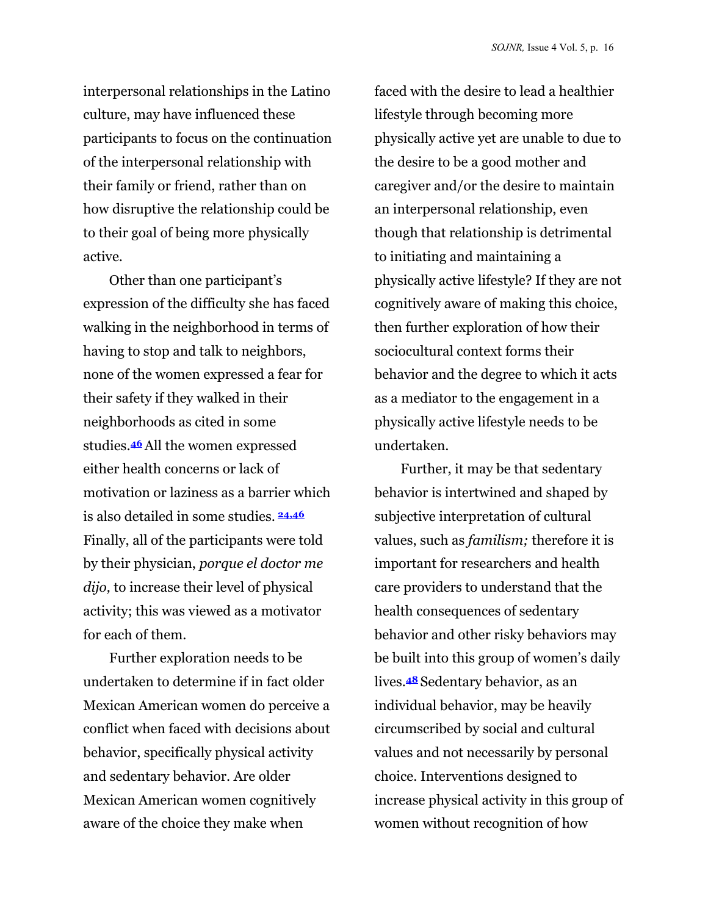interpersonal relationships in the Latino culture, may have influenced these participants to focus on the continuation of the interpersonal relationship with their family or friend, rather than on how disruptive the relationship could be to their goal of being more physically active.

Other than one participant's expression of the difficulty she has faced walking in the neighborhood in terms of having to stop and talk to neighbors, none of the women expressed a fear for their safety if they walked in their neighborhoods as cited in some studies.[46] All the women expressed either health concerns or lack of motivation or laziness as a barrier which is also detailed in some studies.[24,46] Finally, all of the participants were told by their physician, *porque el doctor me dijo,* to increase their level of physical activity; this was viewed as a motivator for each of them.

Further exploration needs to be undertaken to determine if in fact older Mexican American women do perceive a conflict when faced with decisions about behavior, specifically physical activity and sedentary behavior. Are older Mexican American women cognitively aware of the choice they make when faced with the desire to lead a healthier lifestyle through becoming more physically active yet are unable to due to the desire to be a good mother and caregiver and/or the desire to maintain an interpersonal relationship, even though that relationship is detrimental to initiating and maintaining a physically active lifestyle? If they are not cognitively aware of making this choice, then further exploration of how their sociocultural context forms their behavior and the degree to which it acts as a mediator to the engagement in a physically active lifestyle needs to be undertaken.

Further, it may be that sedentary behavior is intertwined and shaped by subjective interpretation of cultural values, such as *familism;* therefore it is important for researchers and health care providers to understand that the health consequences of sedentary behavior and other risky behaviors may be built into this group of women's daily lives.[48] Sedentary behavior, as an individual behavior, may be heavily circumscribed by social and cultural values and not necessarily by personal choice. Interventions designed to increase physical activity in this group of women without recognition of how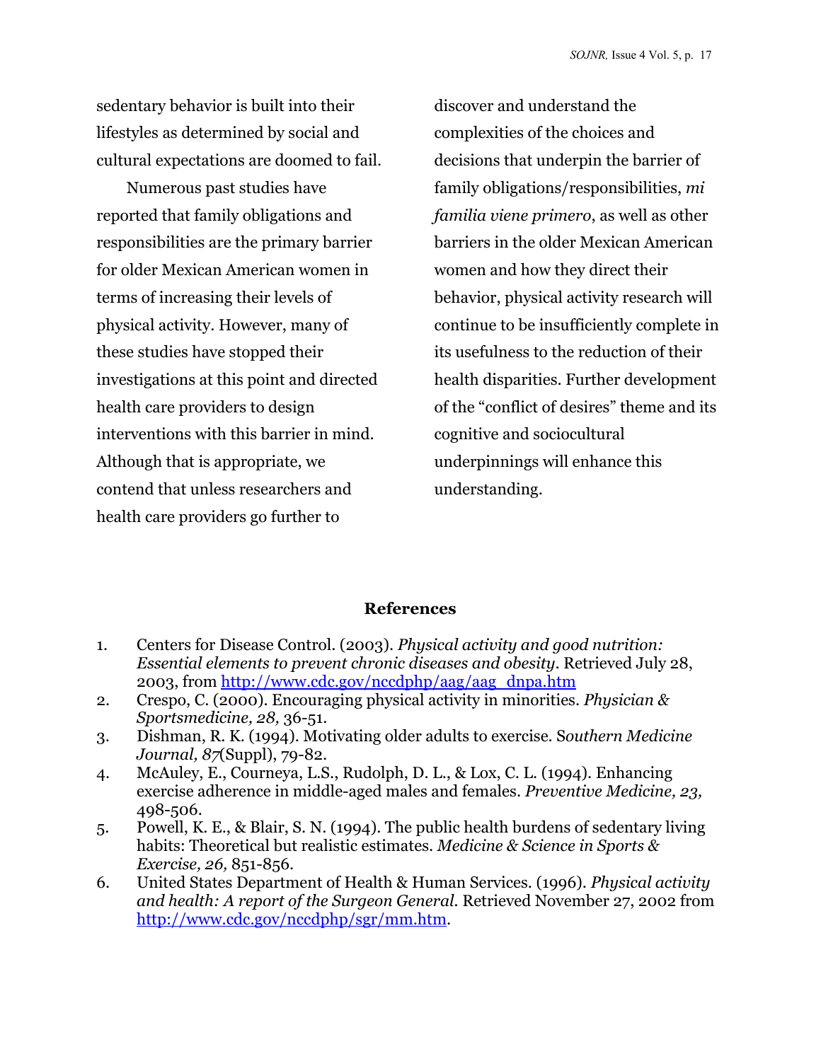sedentary behavior is built into their lifestyles as determined by social and cultural expectations are doomed to fail.

Numerous past studies have reported that family obligations and responsibilities are the primary barrier for older Mexican American women in terms of increasing their levels of physical activity. However, many of these studies have stopped their investigations at this point and directed health care providers to design interventions with this barrier in mind. Although that is appropriate, we contend that unless researchers and health care providers go further to discover and understand the complexities of the choices and decisions that underpin the barrier of family obligations/responsibilities, *mi familia viene primero*, as well as other barriers in the older Mexican American women and how they direct their behavior, physical activity research will continue to be insufficiently complete in its usefulness to the reduction of their health disparities. Further development of the "conflict of desires" theme and its cognitive and sociocultural underpinnings will enhance this understanding.

## References

1. Centers for Disease Control. (2003). *Physical activity and good nutrition: Essential elements to prevent chronic diseases and obesity.* Retrieved July 28, 2003, from http://www.cdc.gov/nccdphp/aag/aag_dnpa.htm
2. Crespo, C. (2000). Encouraging physical activity in minorities. *Physician & Sportsmedicine, 28,* 36-51.
3. Dishman, R. K. (1994). Motivating older adults to exercise. S*outhern Medicine Journal, 87*(Suppl), 79-82.
4. McAuley, E., Courneya, L.S., Rudolph, D. L., & Lox, C. L. (1994). Enhancing exercise adherence in middle-aged males and females. *Preventive Medicine, 23,* 498-506.
5. Powell, K. E., & Blair, S. N. (1994). The public health burdens of sedentary living habits: Theoretical but realistic estimates. *Medicine & Science in Sports & Exercise, 26,* 851-856.
6. United States Department of Health & Human Services. (1996). *Physical activity and health: A report of the Surgeon General.* Retrieved November 27, 2002 from http://www.cdc.gov/nccdphp/sgr/mm.htm.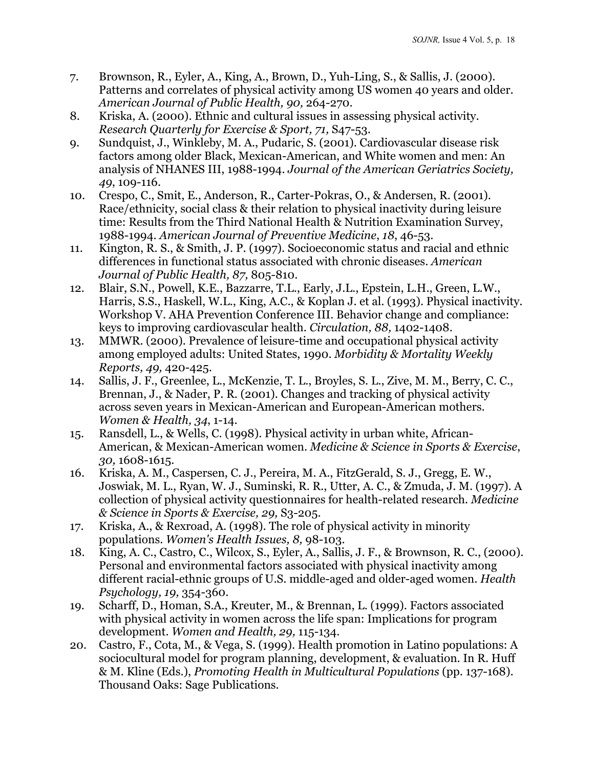7. Brownson, R., Eyler, A., King, A., Brown, D., Yuh-Ling, S., & Sallis, J. (2000). Patterns and correlates of physical activity among US women 40 years and older. *American Journal of Public Health, 90,* 264-270.
8. Kriska, A. (2000). Ethnic and cultural issues in assessing physical activity. *Research Quarterly for Exercise & Sport, 71,* S47-53.
9. Sundquist, J., Winkleby, M. A., Pudaric, S. (2001). Cardiovascular disease risk factors among older Black, Mexican-American, and White women and men: An analysis of NHANES III, 1988-1994. *Journal of the American Geriatrics Society, 49*, 109-116.
10. Crespo, C., Smit, E., Anderson, R., Carter-Pokras, O., & Andersen, R. (2001). Race/ethnicity, social class & their relation to physical inactivity during leisure time: Results from the Third National Health & Nutrition Examination Survey, 1988-1994. *American Journal of Preventive Medicine*, *18*, 46-53.
11. Kington, R. S., & Smith, J. P. (1997). Socioeconomic status and racial and ethnic differences in functional status associated with chronic diseases. *American Journal of Public Health, 87,* 805-810.
12. Blair, S.N., Powell, K.E., Bazzarre, T.L., Early, J.L., Epstein, L.H., Green, L.W., Harris, S.S., Haskell, W.L., King, A.C., & Koplan J. et al. (1993). Physical inactivity. Workshop V. AHA Prevention Conference III. Behavior change and compliance: keys to improving cardiovascular health. *Circulation, 88,* 1402-1408.
13. MMWR. (2000). Prevalence of leisure-time and occupational physical activity among employed adults: United States, 1990. *Morbidity & Mortality Weekly Reports, 49,* 420-425.
14. Sallis, J. F., Greenlee, L., McKenzie, T. L., Broyles, S. L., Zive, M. M., Berry, C. C., Brennan, J., & Nader, P. R. (2001). Changes and tracking of physical activity across seven years in Mexican-American and European-American mothers. *Women & Health, 34,* 1-14.
15. Ransdell, L., & Wells, C. (1998). Physical activity in urban white, African-American, & Mexican-American women. *Medicine & Science in Sports & Exercise*, *30,* 1608-1615.
16. Kriska, A. M., Caspersen, C. J., Pereira, M. A., FitzGerald, S. J., Gregg, E. W., Joswiak, M. L., Ryan, W. J., Suminski, R. R., Utter, A. C., & Zmuda, J. M. (1997). A collection of physical activity questionnaires for health-related research. *Medicine & Science in Sports & Exercise, 29,* S3-205.
17. Kriska, A., & Rexroad, A. (1998). The role of physical activity in minority populations. *Women's Health Issues, 8,* 98-103.
18. King, A. C., Castro, C., Wilcox, S., Eyler, A., Sallis, J. F., & Brownson, R. C., (2000). Personal and environmental factors associated with physical inactivity among different racial-ethnic groups of U.S. middle-aged and older-aged women. *Health Psychology, 19,* 354-360.
19. Scharff, D., Homan, S.A., Kreuter, M., & Brennan, L. (1999). Factors associated with physical activity in women across the life span: Implications for program development. *Women and Health, 29,* 115-134.
20. Castro, F., Cota, M., & Vega, S. (1999). Health promotion in Latino populations: A sociocultural model for program planning, development, & evaluation. In R. Huff & M. Kline (Eds.), *Promoting Health in Multicultural Populations* (pp. 137-168). Thousand Oaks: Sage Publications.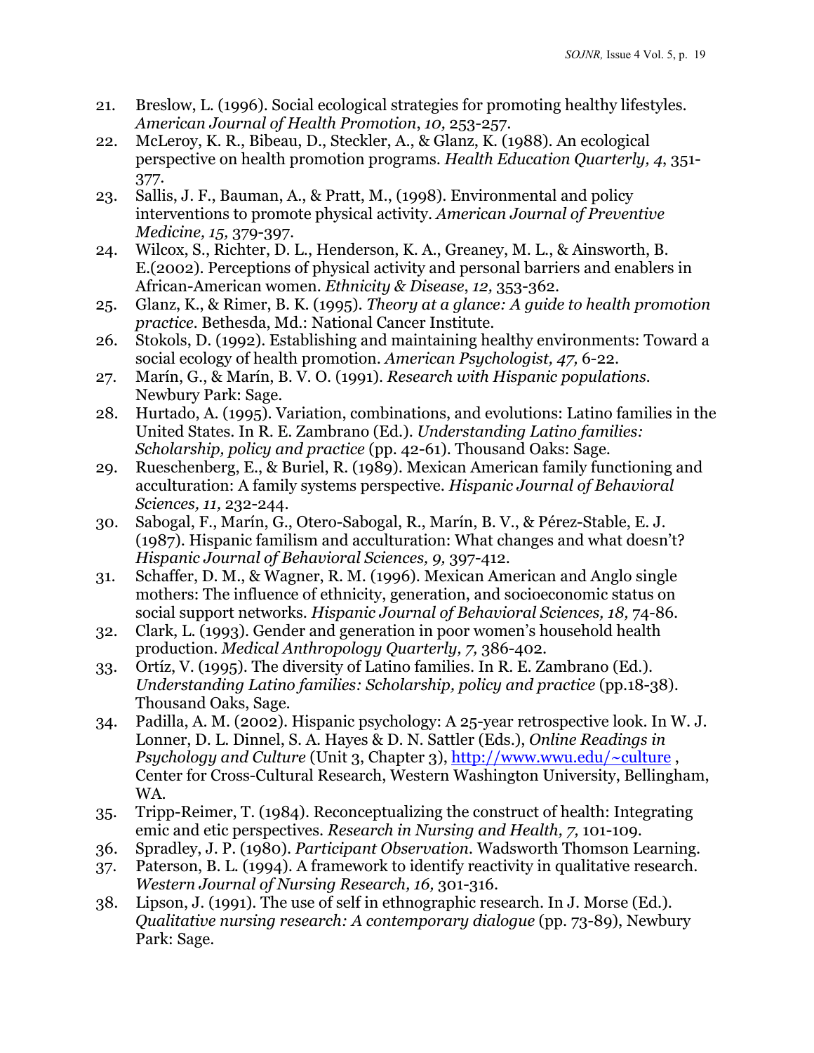21. Breslow, L. (1996). Social ecological strategies for promoting healthy lifestyles. *American Journal of Health Promotion*, *10,* 253-257.
22. McLeroy, K. R., Bibeau, D., Steckler, A., & Glanz, K. (1988). An ecological perspective on health promotion programs. *Health Education Quarterly, 4*, 351-377.
23. Sallis, J. F., Bauman, A., & Pratt, M., (1998). Environmental and policy interventions to promote physical activity. *American Journal of Preventive Medicine, 15,* 379-397.
24. Wilcox, S., Richter, D. L., Henderson, K. A., Greaney, M. L., & Ainsworth, B. E.(2002). Perceptions of physical activity and personal barriers and enablers in African-American women. *Ethnicity & Disease*, *12,* 353-362.
25. Glanz, K., & Rimer, B. K. (1995). *Theory at a glance: A guide to health promotion practice*. Bethesda, Md.: National Cancer Institute.
26. Stokols, D. (1992). Establishing and maintaining healthy environments: Toward a social ecology of health promotion. *American Psychologist, 47,* 6-22.
27. Marín, G., & Marín, B. V. O. (1991). *Research with Hispanic populations*. Newbury Park: Sage.
28. Hurtado, A. (1995). Variation, combinations, and evolutions: Latino families in the United States. In R. E. Zambrano (Ed.). *Understanding Latino families: Scholarship, policy and practice* (pp. 42-61). Thousand Oaks: Sage.
29. Rueschenberg, E., & Buriel, R. (1989). Mexican American family functioning and acculturation: A family systems perspective. *Hispanic Journal of Behavioral Sciences, 11,* 232-244.
30. Sabogal, F., Marín, G., Otero-Sabogal, R., Marín, B. V., & Pérez-Stable, E. J. (1987). Hispanic familism and acculturation: What changes and what doesn't? *Hispanic Journal of Behavioral Sciences, 9,* 397-412.
31. Schaffer, D. M., & Wagner, R. M. (1996). Mexican American and Anglo single mothers: The influence of ethnicity, generation, and socioeconomic status on social support networks. *Hispanic Journal of Behavioral Sciences, 18,* 74-86.
32. Clark, L. (1993). Gender and generation in poor women's household health production. *Medical Anthropology Quarterly, 7,* 386-402.
33. Ortíz, V. (1995). The diversity of Latino families. In R. E. Zambrano (Ed.). *Understanding Latino families: Scholarship, policy and practice* (pp.18-38). Thousand Oaks, Sage.
34. Padilla, A. M. (2002). Hispanic psychology: A 25-year retrospective look. In W. J. Lonner, D. L. Dinnel, S. A. Hayes & D. N. Sattler (Eds.), *Online Readings in Psychology and Culture* (Unit 3, Chapter 3), http://www.wwu.edu/~culture , Center for Cross-Cultural Research, Western Washington University, Bellingham, WA.
35. Tripp-Reimer, T. (1984). Reconceptualizing the construct of health: Integrating emic and etic perspectives. *Research in Nursing and Health, 7,* 101-109.
36. Spradley, J. P. (1980). *Participant Observation*. Wadsworth Thomson Learning.
37. Paterson, B. L. (1994). A framework to identify reactivity in qualitative research. *Western Journal of Nursing Research, 16,* 301-316.
38. Lipson, J. (1991). The use of self in ethnographic research. In J. Morse (Ed.). *Qualitative nursing research: A contemporary dialogue* (pp. 73-89), Newbury Park: Sage.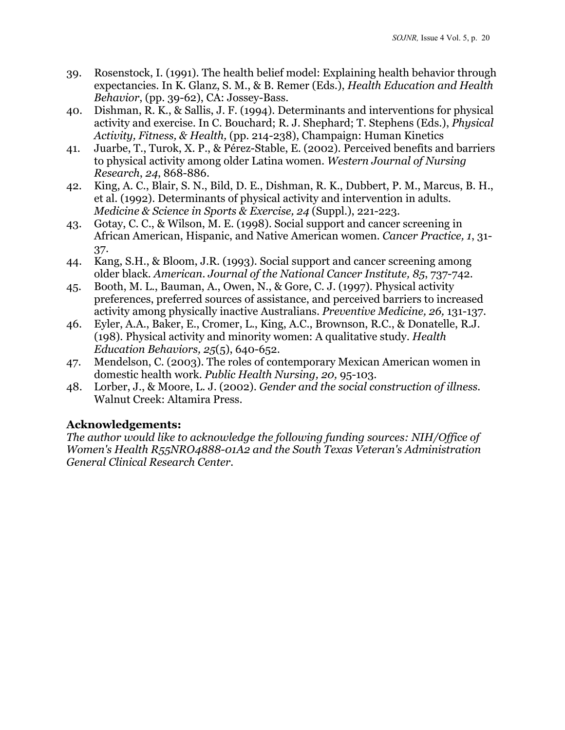39. Rosenstock, I. (1991). The health belief model: Explaining health behavior through expectancies. In K. Glanz, S. M., & B. Remer (Eds.), *Health Education and Health Behavior*, (pp. 39-62), CA: Jossey-Bass.
40. Dishman, R. K., & Sallis, J. F. (1994). Determinants and interventions for physical activity and exercise. In C. Bouchard; R. J. Shephard; T. Stephens (Eds.), *Physical Activity, Fitness, & Health,* (pp. 214-238), Champaign: Human Kinetics
41. Juarbe, T., Turok, X. P., & Pérez-Stable, E. (2002). Perceived benefits and barriers to physical activity among older Latina women. *Western Journal of Nursing Research*, *24*, 868-886.
42. King, A. C., Blair, S. N., Bild, D. E., Dishman, R. K., Dubbert, P. M., Marcus, B. H., et al. (1992). Determinants of physical activity and intervention in adults. *Medicine & Science in Sports & Exercise, 24* (Suppl.), 221-223.
43. Gotay, C. C., & Wilson, M. E. (1998). Social support and cancer screening in African American, Hispanic, and Native American women. *Cancer Practice, 1*, 31-37.
44. Kang, S.H., & Bloom, J.R. (1993). Social support and cancer screening among older black. *American. Journal of the National Cancer Institute, 85*, 737-742.
45. Booth, M. L., Bauman, A., Owen, N., & Gore, C. J. (1997). Physical activity preferences, preferred sources of assistance, and perceived barriers to increased activity among physically inactive Australians. *Preventive Medicine, 26,* 131-137.
46. Eyler, A.A., Baker, E., Cromer, L., King, A.C., Brownson, R.C., & Donatelle, R.J. (198). Physical activity and minority women: A qualitative study. *Health Education Behaviors, 25*(5), 640-652.
47. Mendelson, C. (2003). The roles of contemporary Mexican American women in domestic health work. *Public Health Nursing, 20,* 95-103.
48. Lorber, J., & Moore, L. J. (2002). *Gender and the social construction of illness.* Walnut Creek: Altamira Press.

**Acknowledgements:**

*The author would like to acknowledge the following funding sources: NIH/Office of Women's Health R55NRO4888-01A2 and the South Texas Veteran's Administration General Clinical Research Center.*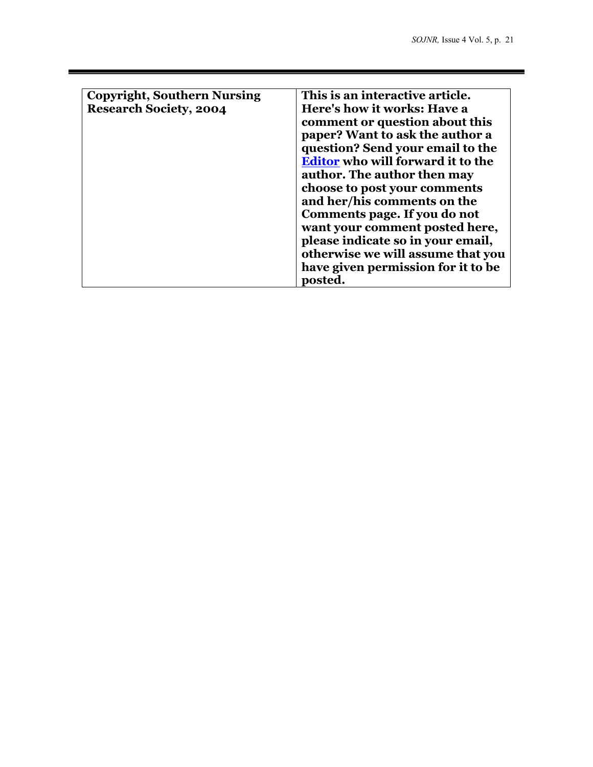| | |
|---|---|
| **Copyright, Southern Nursing Research Society, 2004** | **This is an interactive article. Here's how it works: Have a comment or question about this paper? Want to ask the author a question? Send your email to the Editor who will forward it to the author. The author then may choose to post your comments and her/his comments on the Comments page. If you do not want your comment posted here, please indicate so in your email, otherwise we will assume that you have given permission for it to be posted.** |